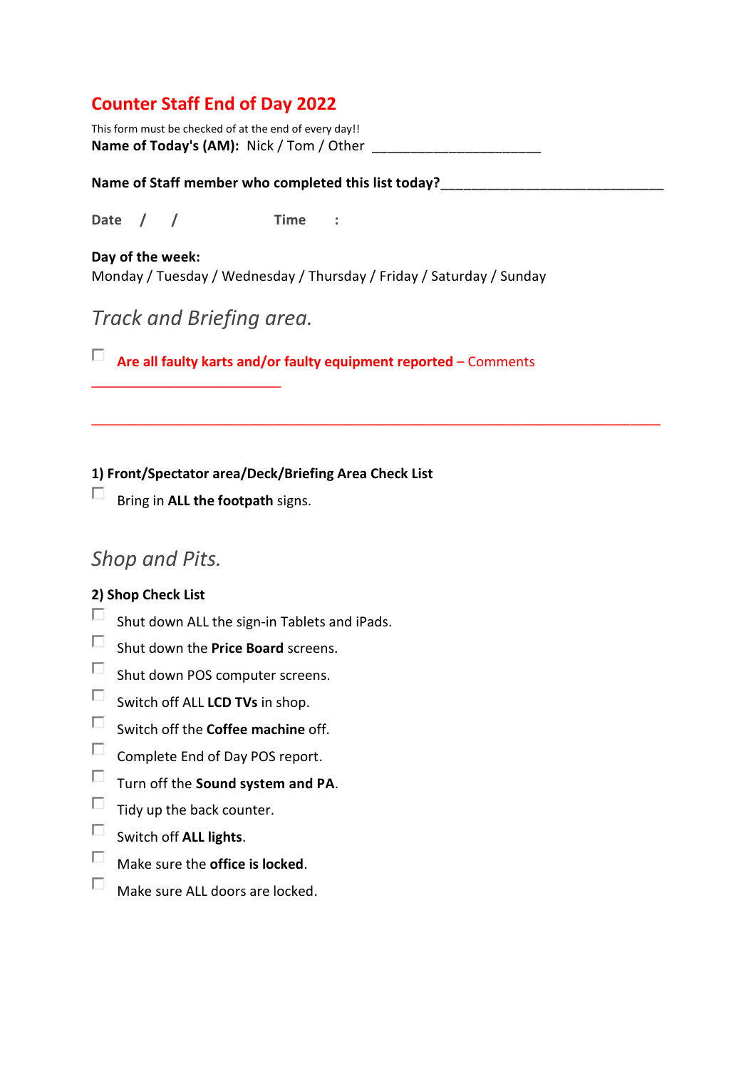# Counter Staff End of Day 2022

This form must be checked of at the end of every day!!

**Name of Today's (AM):** Nick / Tom / Other ______________________

**Name of Staff member who completed this list today?**______________________________

**Date** / /  **Time** :

**Day of the week:**
Monday / Tuesday / Wednesday / Thursday / Friday / Saturday / Sunday

## *Track and Briefing area.*

- [ ] **Are all faulty karts and/or faulty equipment reported** – Comments _________________________

____________________________________________________________________________

**1) Front/Spectator area/Deck/Briefing Area Check List**

- [ ] Bring in **ALL the footpath** signs.

## *Shop and Pits.*

**2) Shop Check List**

- [ ] Shut down ALL the sign-in Tablets and iPads.
- [ ] Shut down the **Price Board** screens.
- [ ] Shut down POS computer screens.
- [ ] Switch off ALL **LCD TVs** in shop.
- [ ] Switch off the **Coffee machine** off.
- [ ] Complete End of Day POS report.
- [ ] Turn off the **Sound system and PA**.
- [ ] Tidy up the back counter.
- [ ] Switch off **ALL lights**.
- [ ] Make sure the **office is locked**.
- [ ] Make sure ALL doors are locked.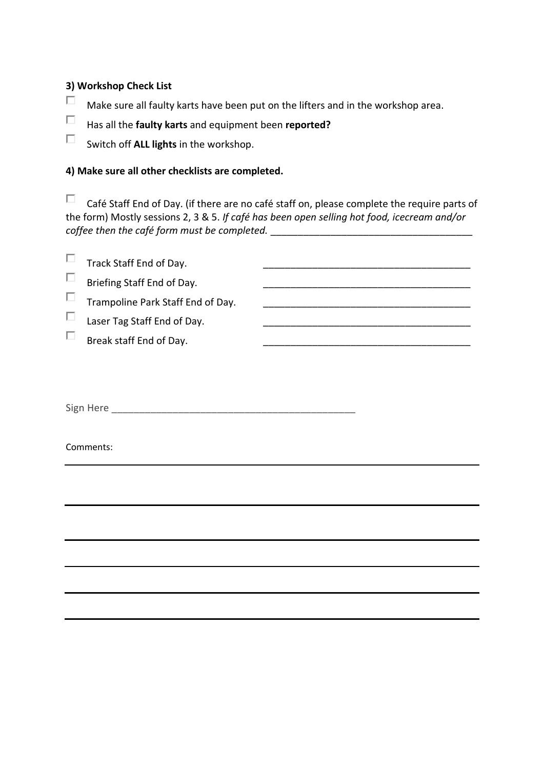**3) Workshop Check List**

- ☐ Make sure all faulty karts have been put on the lifters and in the workshop area.
- ☐ Has all the **faulty karts** and equipment been **reported?**
- ☐ Switch off **ALL lights** in the workshop.

**4) Make sure all other checklists are completed.**

☐ Café Staff End of Day. (if there are no café staff on, please complete the require parts of the form) Mostly sessions 2, 3 & 5. *If café has been open selling hot food, icecream and/or coffee then the café form must be completed.* _____________________________________

- ☐ Track Staff End of Day. _______________________________________
- ☐ Briefing Staff End of Day. _______________________________________
- ☐ Trampoline Park Staff End of Day. _______________________________________
- ☐ Laser Tag Staff End of Day. _______________________________________
- ☐ Break staff End of Day. _______________________________________

Sign Here ______________________________________________

Comments:

_______________________________________________________________________________

_______________________________________________________________________________

_______________________________________________________________________________

_______________________________________________________________________________

_______________________________________________________________________________

_______________________________________________________________________________